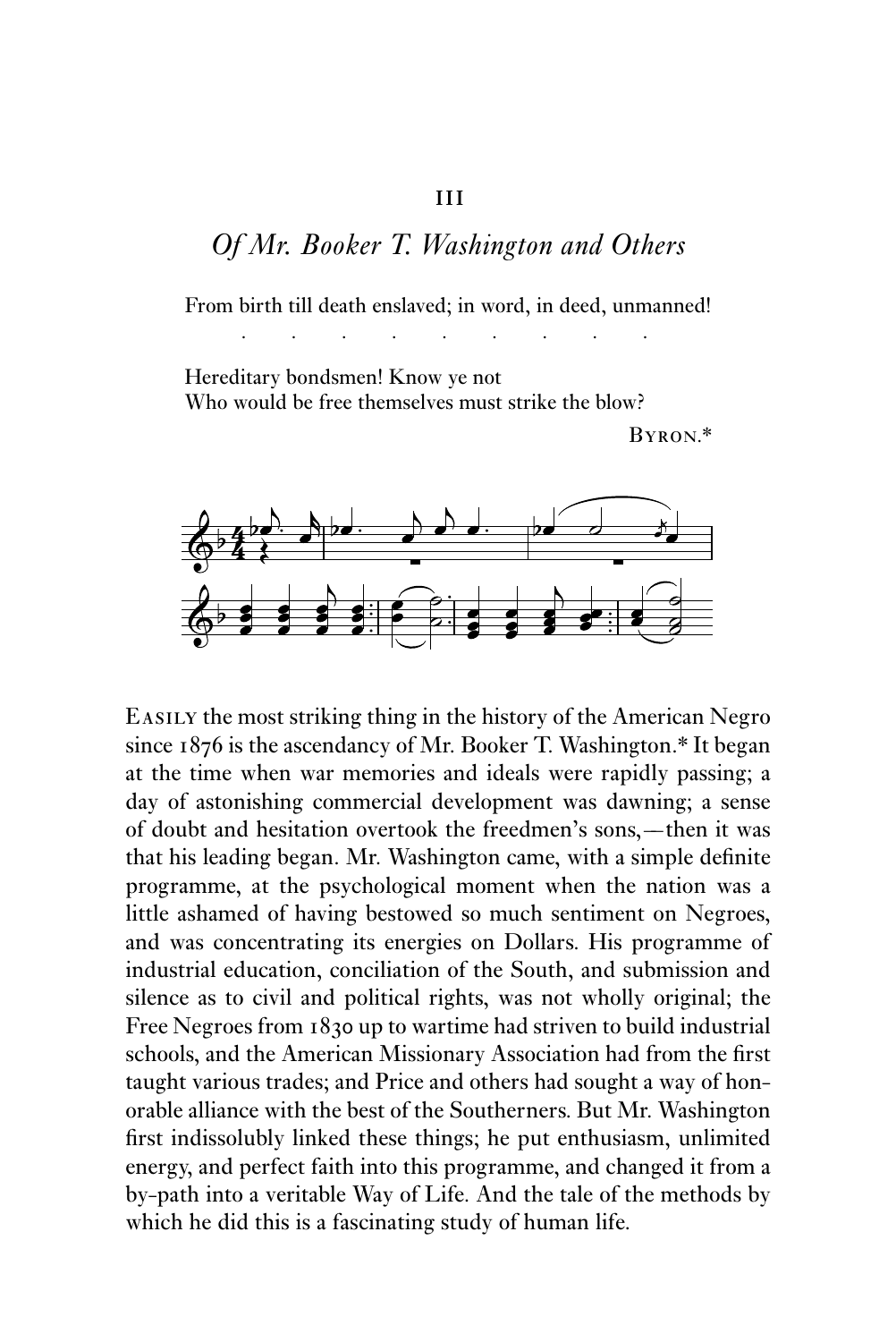# III

## *Of Mr. Booker T. Washington and Others*

From birth till death enslaved; in word, in deed, unmanned!

. . . . . . . . .

Hereditary bondsmen! Know ye not
Who would be free themselves must strike the blow?

BYRON.*

EASILY the most striking thing in the history of the American Negro since 1876 is the ascendancy of Mr. Booker T. Washington.* It began at the time when war memories and ideals were rapidly passing; a day of astonishing commercial development was dawning; a sense of doubt and hesitation overtook the freedmen's sons,—then it was that his leading began. Mr. Washington came, with a simple definite programme, at the psychological moment when the nation was a little ashamed of having bestowed so much sentiment on Negroes, and was concentrating its energies on Dollars. His programme of industrial education, conciliation of the South, and submission and silence as to civil and political rights, was not wholly original; the Free Negroes from 1830 up to wartime had striven to build industrial schools, and the American Missionary Association had from the first taught various trades; and Price and others had sought a way of honorable alliance with the best of the Southerners. But Mr. Washington first indissolubly linked these things; he put enthusiasm, unlimited energy, and perfect faith into this programme, and changed it from a by-path into a veritable Way of Life. And the tale of the methods by which he did this is a fascinating study of human life.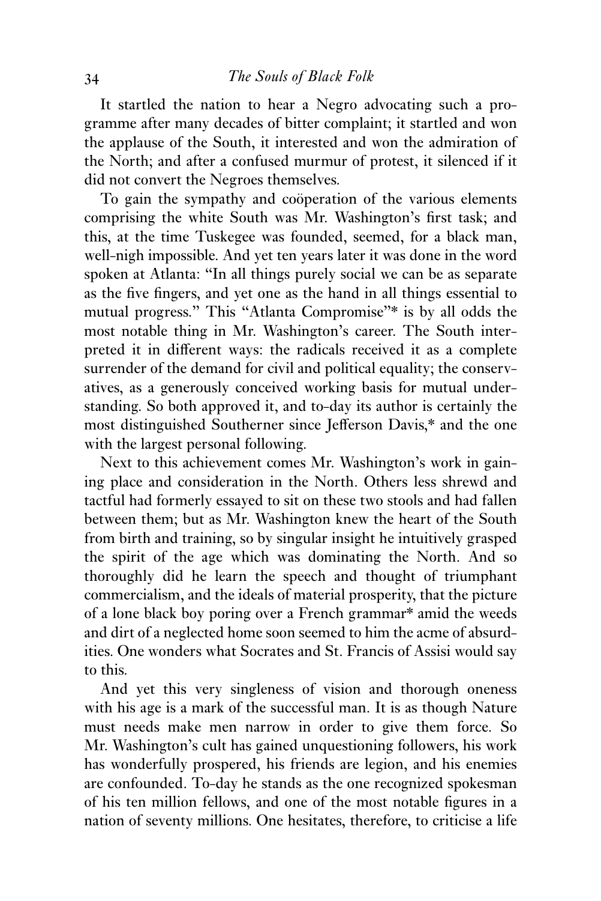It startled the nation to hear a Negro advocating such a programme after many decades of bitter complaint; it startled and won the applause of the South, it interested and won the admiration of the North; and after a confused murmur of protest, it silenced if it did not convert the Negroes themselves.

To gain the sympathy and coöperation of the various elements comprising the white South was Mr. Washington's first task; and this, at the time Tuskegee was founded, seemed, for a black man, well-nigh impossible. And yet ten years later it was done in the word spoken at Atlanta: "In all things purely social we can be as separate as the five fingers, and yet one as the hand in all things essential to mutual progress." This "Atlanta Compromise"* is by all odds the most notable thing in Mr. Washington's career. The South interpreted it in different ways: the radicals received it as a complete surrender of the demand for civil and political equality; the conservatives, as a generously conceived working basis for mutual understanding. So both approved it, and to-day its author is certainly the most distinguished Southerner since Jefferson Davis,* and the one with the largest personal following.

Next to this achievement comes Mr. Washington's work in gaining place and consideration in the North. Others less shrewd and tactful had formerly essayed to sit on these two stools and had fallen between them; but as Mr. Washington knew the heart of the South from birth and training, so by singular insight he intuitively grasped the spirit of the age which was dominating the North. And so thoroughly did he learn the speech and thought of triumphant commercialism, and the ideals of material prosperity, that the picture of a lone black boy poring over a French grammar* amid the weeds and dirt of a neglected home soon seemed to him the acme of absurdities. One wonders what Socrates and St. Francis of Assisi would say to this.

And yet this very singleness of vision and thorough oneness with his age is a mark of the successful man. It is as though Nature must needs make men narrow in order to give them force. So Mr. Washington's cult has gained unquestioning followers, his work has wonderfully prospered, his friends are legion, and his enemies are confounded. To-day he stands as the one recognized spokesman of his ten million fellows, and one of the most notable figures in a nation of seventy millions. One hesitates, therefore, to criticise a life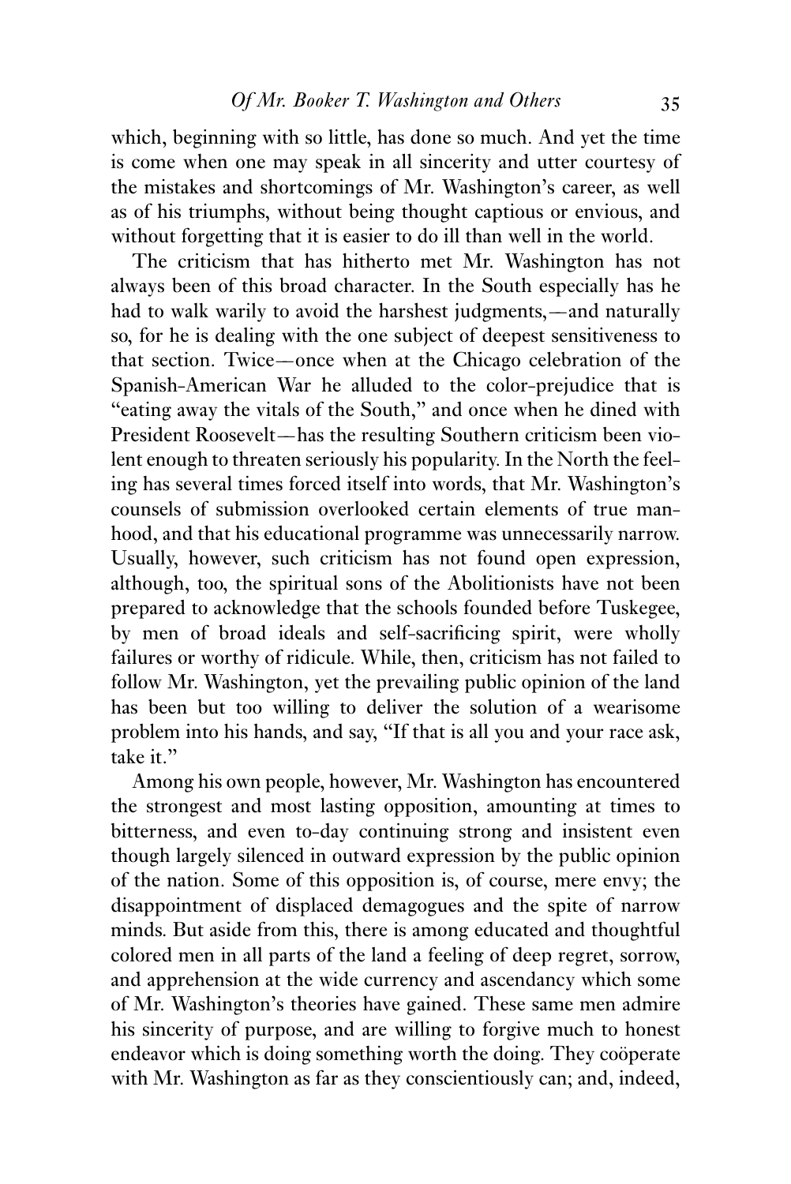which, beginning with so little, has done so much. And yet the time is come when one may speak in all sincerity and utter courtesy of the mistakes and shortcomings of Mr. Washington's career, as well as of his triumphs, without being thought captious or envious, and without forgetting that it is easier to do ill than well in the world.

The criticism that has hitherto met Mr. Washington has not always been of this broad character. In the South especially has he had to walk warily to avoid the harshest judgments,—and naturally so, for he is dealing with the one subject of deepest sensitiveness to that section. Twice—once when at the Chicago celebration of the Spanish-American War he alluded to the color-prejudice that is "eating away the vitals of the South," and once when he dined with President Roosevelt—has the resulting Southern criticism been violent enough to threaten seriously his popularity. In the North the feeling has several times forced itself into words, that Mr. Washington's counsels of submission overlooked certain elements of true manhood, and that his educational programme was unnecessarily narrow. Usually, however, such criticism has not found open expression, although, too, the spiritual sons of the Abolitionists have not been prepared to acknowledge that the schools founded before Tuskegee, by men of broad ideals and self-sacrificing spirit, were wholly failures or worthy of ridicule. While, then, criticism has not failed to follow Mr. Washington, yet the prevailing public opinion of the land has been but too willing to deliver the solution of a wearisome problem into his hands, and say, "If that is all you and your race ask, take it."

Among his own people, however, Mr. Washington has encountered the strongest and most lasting opposition, amounting at times to bitterness, and even to-day continuing strong and insistent even though largely silenced in outward expression by the public opinion of the nation. Some of this opposition is, of course, mere envy; the disappointment of displaced demagogues and the spite of narrow minds. But aside from this, there is among educated and thoughtful colored men in all parts of the land a feeling of deep regret, sorrow, and apprehension at the wide currency and ascendancy which some of Mr. Washington's theories have gained. These same men admire his sincerity of purpose, and are willing to forgive much to honest endeavor which is doing something worth the doing. They coöperate with Mr. Washington as far as they conscientiously can; and, indeed,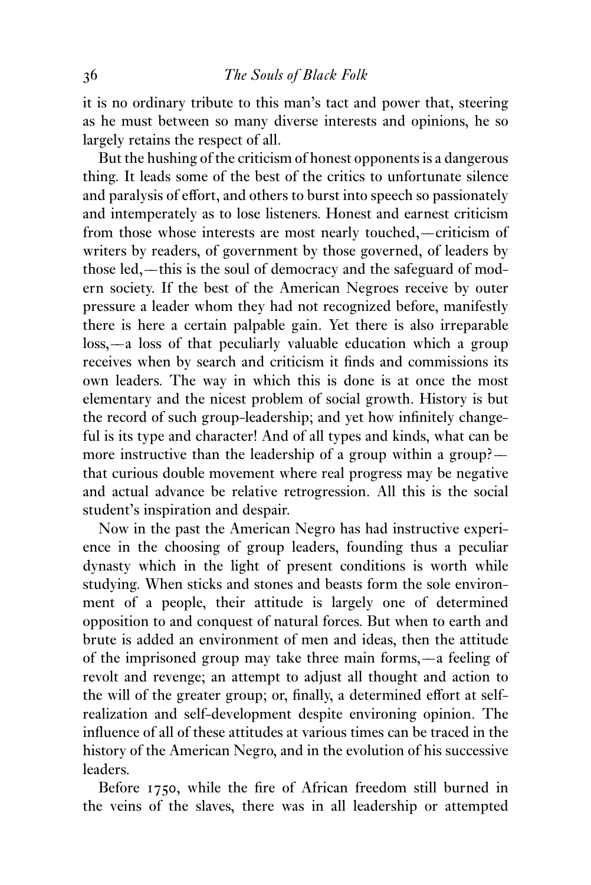it is no ordinary tribute to this man's tact and power that, steering as he must between so many diverse interests and opinions, he so largely retains the respect of all.

But the hushing of the criticism of honest opponents is a dangerous thing. It leads some of the best of the critics to unfortunate silence and paralysis of effort, and others to burst into speech so passionately and intemperately as to lose listeners. Honest and earnest criticism from those whose interests are most nearly touched,—criticism of writers by readers, of government by those governed, of leaders by those led,—this is the soul of democracy and the safeguard of modern society. If the best of the American Negroes receive by outer pressure a leader whom they had not recognized before, manifestly there is here a certain palpable gain. Yet there is also irreparable loss,—a loss of that peculiarly valuable education which a group receives when by search and criticism it finds and commissions its own leaders. The way in which this is done is at once the most elementary and the nicest problem of social growth. History is but the record of such group-leadership; and yet how infinitely changeful is its type and character! And of all types and kinds, what can be more instructive than the leadership of a group within a group?—that curious double movement where real progress may be negative and actual advance be relative retrogression. All this is the social student's inspiration and despair.

Now in the past the American Negro has had instructive experience in the choosing of group leaders, founding thus a peculiar dynasty which in the light of present conditions is worth while studying. When sticks and stones and beasts form the sole environment of a people, their attitude is largely one of determined opposition to and conquest of natural forces. But when to earth and brute is added an environment of men and ideas, then the attitude of the imprisoned group may take three main forms,—a feeling of revolt and revenge; an attempt to adjust all thought and action to the will of the greater group; or, finally, a determined effort at self-realization and self-development despite environing opinion. The influence of all of these attitudes at various times can be traced in the history of the American Negro, and in the evolution of his successive leaders.

Before 1750, while the fire of African freedom still burned in the veins of the slaves, there was in all leadership or attempted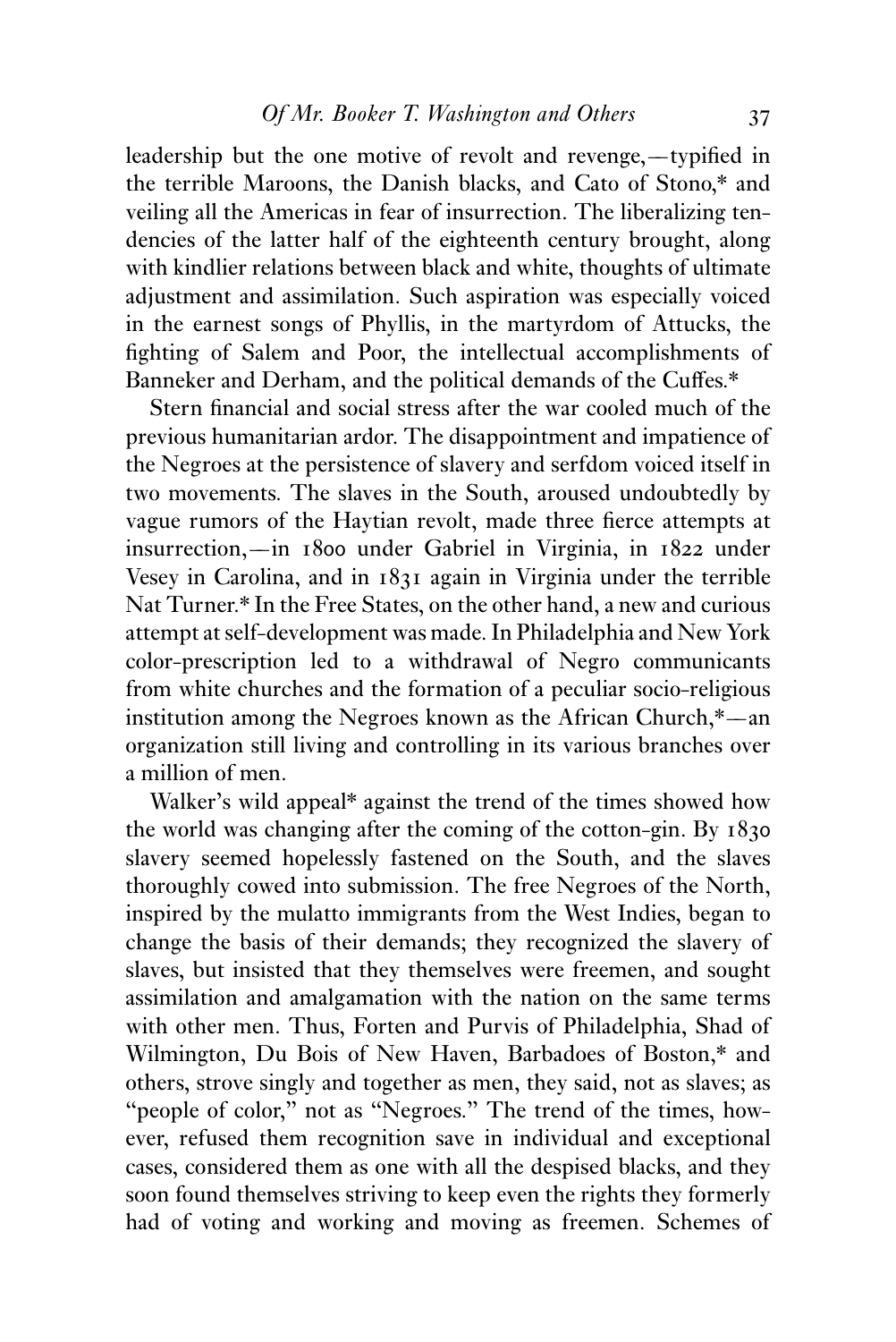leadership but the one motive of revolt and revenge,—typified in the terrible Maroons, the Danish blacks, and Cato of Stono,* and veiling all the Americas in fear of insurrection. The liberalizing tendencies of the latter half of the eighteenth century brought, along with kindlier relations between black and white, thoughts of ultimate adjustment and assimilation. Such aspiration was especially voiced in the earnest songs of Phyllis, in the martyrdom of Attucks, the fighting of Salem and Poor, the intellectual accomplishments of Banneker and Derham, and the political demands of the Cuffes.*

Stern financial and social stress after the war cooled much of the previous humanitarian ardor. The disappointment and impatience of the Negroes at the persistence of slavery and serfdom voiced itself in two movements. The slaves in the South, aroused undoubtedly by vague rumors of the Haytian revolt, made three fierce attempts at insurrection,—in 1800 under Gabriel in Virginia, in 1822 under Vesey in Carolina, and in 1831 again in Virginia under the terrible Nat Turner.* In the Free States, on the other hand, a new and curious attempt at self-development was made. In Philadelphia and New York color-prescription led to a withdrawal of Negro communicants from white churches and the formation of a peculiar socio-religious institution among the Negroes known as the African Church,*—an organization still living and controlling in its various branches over a million of men.

Walker's wild appeal* against the trend of the times showed how the world was changing after the coming of the cotton-gin. By 1830 slavery seemed hopelessly fastened on the South, and the slaves thoroughly cowed into submission. The free Negroes of the North, inspired by the mulatto immigrants from the West Indies, began to change the basis of their demands; they recognized the slavery of slaves, but insisted that they themselves were freemen, and sought assimilation and amalgamation with the nation on the same terms with other men. Thus, Forten and Purvis of Philadelphia, Shad of Wilmington, Du Bois of New Haven, Barbadoes of Boston,* and others, strove singly and together as men, they said, not as slaves; as "people of color," not as "Negroes." The trend of the times, however, refused them recognition save in individual and exceptional cases, considered them as one with all the despised blacks, and they soon found themselves striving to keep even the rights they formerly had of voting and working and moving as freemen. Schemes of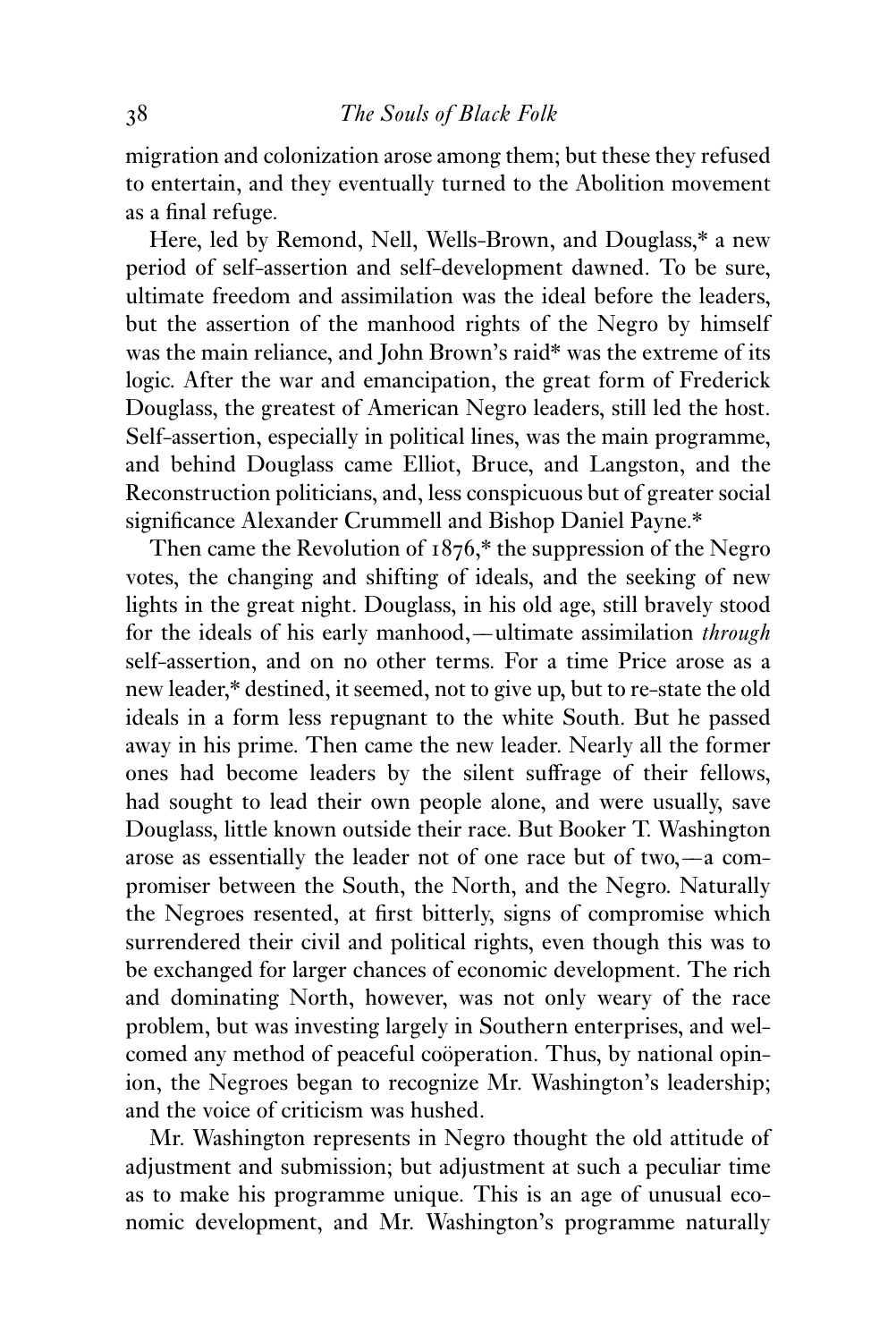migration and colonization arose among them; but these they refused to entertain, and they eventually turned to the Abolition movement as a final refuge.

Here, led by Remond, Nell, Wells-Brown, and Douglass,* a new period of self-assertion and self-development dawned. To be sure, ultimate freedom and assimilation was the ideal before the leaders, but the assertion of the manhood rights of the Negro by himself was the main reliance, and John Brown's raid* was the extreme of its logic. After the war and emancipation, the great form of Frederick Douglass, the greatest of American Negro leaders, still led the host. Self-assertion, especially in political lines, was the main programme, and behind Douglass came Elliot, Bruce, and Langston, and the Reconstruction politicians, and, less conspicuous but of greater social significance Alexander Crummell and Bishop Daniel Payne.*

Then came the Revolution of 1876,* the suppression of the Negro votes, the changing and shifting of ideals, and the seeking of new lights in the great night. Douglass, in his old age, still bravely stood for the ideals of his early manhood,—ultimate assimilation *through* self-assertion, and on no other terms. For a time Price arose as a new leader,* destined, it seemed, not to give up, but to re-state the old ideals in a form less repugnant to the white South. But he passed away in his prime. Then came the new leader. Nearly all the former ones had become leaders by the silent suffrage of their fellows, had sought to lead their own people alone, and were usually, save Douglass, little known outside their race. But Booker T. Washington arose as essentially the leader not of one race but of two,—a compromiser between the South, the North, and the Negro. Naturally the Negroes resented, at first bitterly, signs of compromise which surrendered their civil and political rights, even though this was to be exchanged for larger chances of economic development. The rich and dominating North, however, was not only weary of the race problem, but was investing largely in Southern enterprises, and welcomed any method of peaceful coöperation. Thus, by national opinion, the Negroes began to recognize Mr. Washington's leadership; and the voice of criticism was hushed.

Mr. Washington represents in Negro thought the old attitude of adjustment and submission; but adjustment at such a peculiar time as to make his programme unique. This is an age of unusual economic development, and Mr. Washington's programme naturally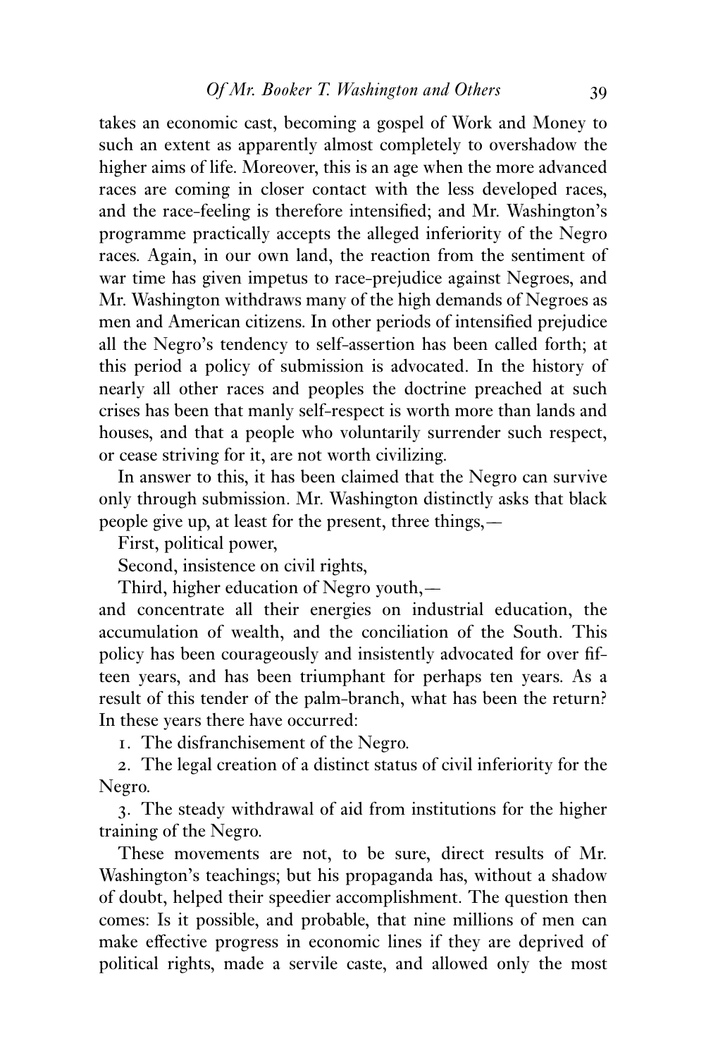takes an economic cast, becoming a gospel of Work and Money to such an extent as apparently almost completely to overshadow the higher aims of life. Moreover, this is an age when the more advanced races are coming in closer contact with the less developed races, and the race-feeling is therefore intensified; and Mr. Washington's programme practically accepts the alleged inferiority of the Negro races. Again, in our own land, the reaction from the sentiment of war time has given impetus to race-prejudice against Negroes, and Mr. Washington withdraws many of the high demands of Negroes as men and American citizens. In other periods of intensified prejudice all the Negro's tendency to self-assertion has been called forth; at this period a policy of submission is advocated. In the history of nearly all other races and peoples the doctrine preached at such crises has been that manly self-respect is worth more than lands and houses, and that a people who voluntarily surrender such respect, or cease striving for it, are not worth civilizing.

In answer to this, it has been claimed that the Negro can survive only through submission. Mr. Washington distinctly asks that black people give up, at least for the present, three things,—

First, political power,

Second, insistence on civil rights,

Third, higher education of Negro youth,—

and concentrate all their energies on industrial education, the accumulation of wealth, and the conciliation of the South. This policy has been courageously and insistently advocated for over fifteen years, and has been triumphant for perhaps ten years. As a result of this tender of the palm-branch, what has been the return? In these years there have occurred:

1. The disfranchisement of the Negro.

2. The legal creation of a distinct status of civil inferiority for the Negro.

3. The steady withdrawal of aid from institutions for the higher training of the Negro.

These movements are not, to be sure, direct results of Mr. Washington's teachings; but his propaganda has, without a shadow of doubt, helped their speedier accomplishment. The question then comes: Is it possible, and probable, that nine millions of men can make effective progress in economic lines if they are deprived of political rights, made a servile caste, and allowed only the most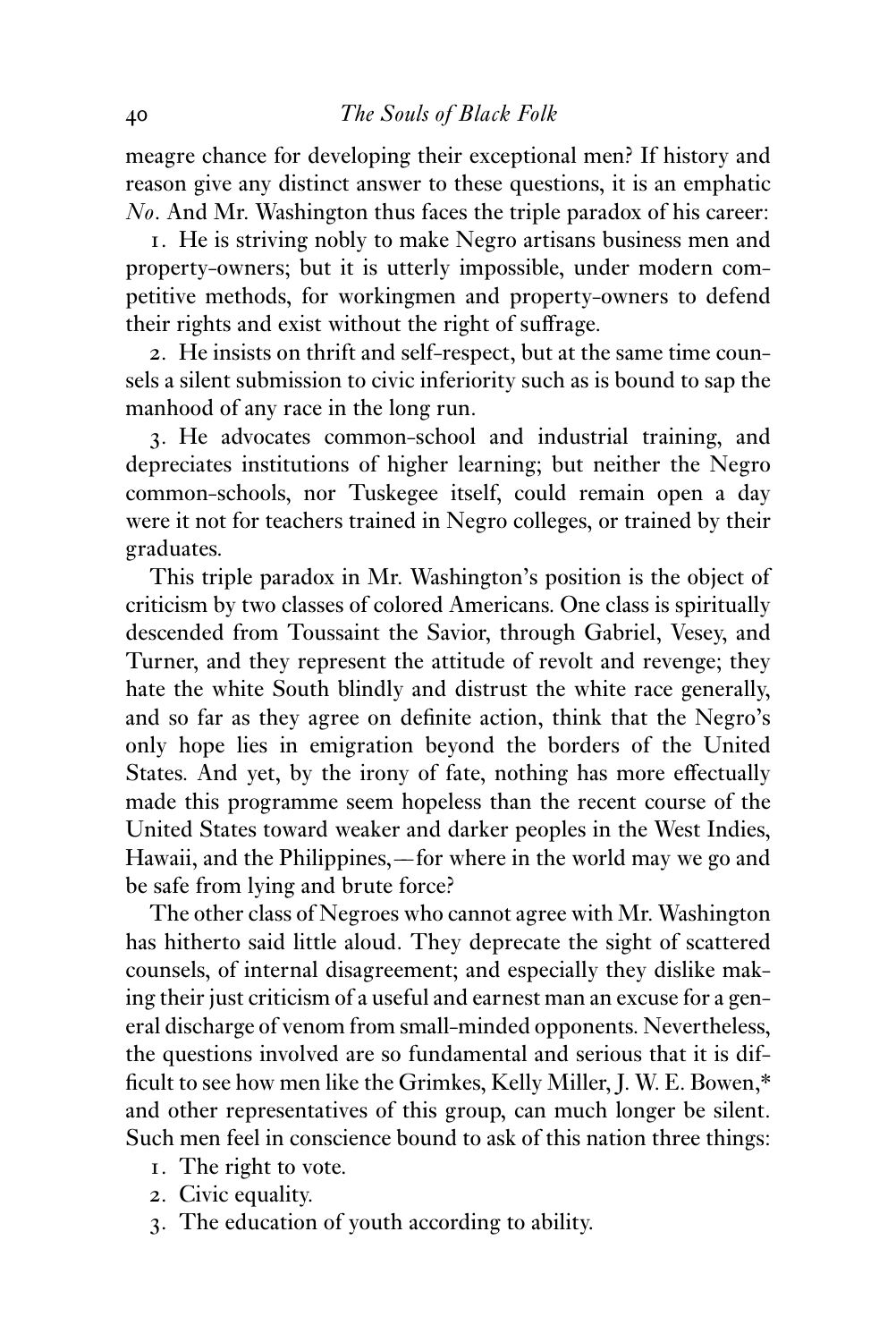meagre chance for developing their exceptional men? If history and reason give any distinct answer to these questions, it is an emphatic *No*. And Mr. Washington thus faces the triple paradox of his career:

1. He is striving nobly to make Negro artisans business men and property-owners; but it is utterly impossible, under modern competitive methods, for workingmen and property-owners to defend their rights and exist without the right of suffrage.

2. He insists on thrift and self-respect, but at the same time counsels a silent submission to civic inferiority such as is bound to sap the manhood of any race in the long run.

3. He advocates common-school and industrial training, and depreciates institutions of higher learning; but neither the Negro common-schools, nor Tuskegee itself, could remain open a day were it not for teachers trained in Negro colleges, or trained by their graduates.

This triple paradox in Mr. Washington's position is the object of criticism by two classes of colored Americans. One class is spiritually descended from Toussaint the Savior, through Gabriel, Vesey, and Turner, and they represent the attitude of revolt and revenge; they hate the white South blindly and distrust the white race generally, and so far as they agree on definite action, think that the Negro's only hope lies in emigration beyond the borders of the United States. And yet, by the irony of fate, nothing has more effectually made this programme seem hopeless than the recent course of the United States toward weaker and darker peoples in the West Indies, Hawaii, and the Philippines,—for where in the world may we go and be safe from lying and brute force?

The other class of Negroes who cannot agree with Mr. Washington has hitherto said little aloud. They deprecate the sight of scattered counsels, of internal disagreement; and especially they dislike making their just criticism of a useful and earnest man an excuse for a general discharge of venom from small-minded opponents. Nevertheless, the questions involved are so fundamental and serious that it is difficult to see how men like the Grimkes, Kelly Miller, J. W. E. Bowen,* and other representatives of this group, can much longer be silent. Such men feel in conscience bound to ask of this nation three things:

1. The right to vote.
2. Civic equality.
3. The education of youth according to ability.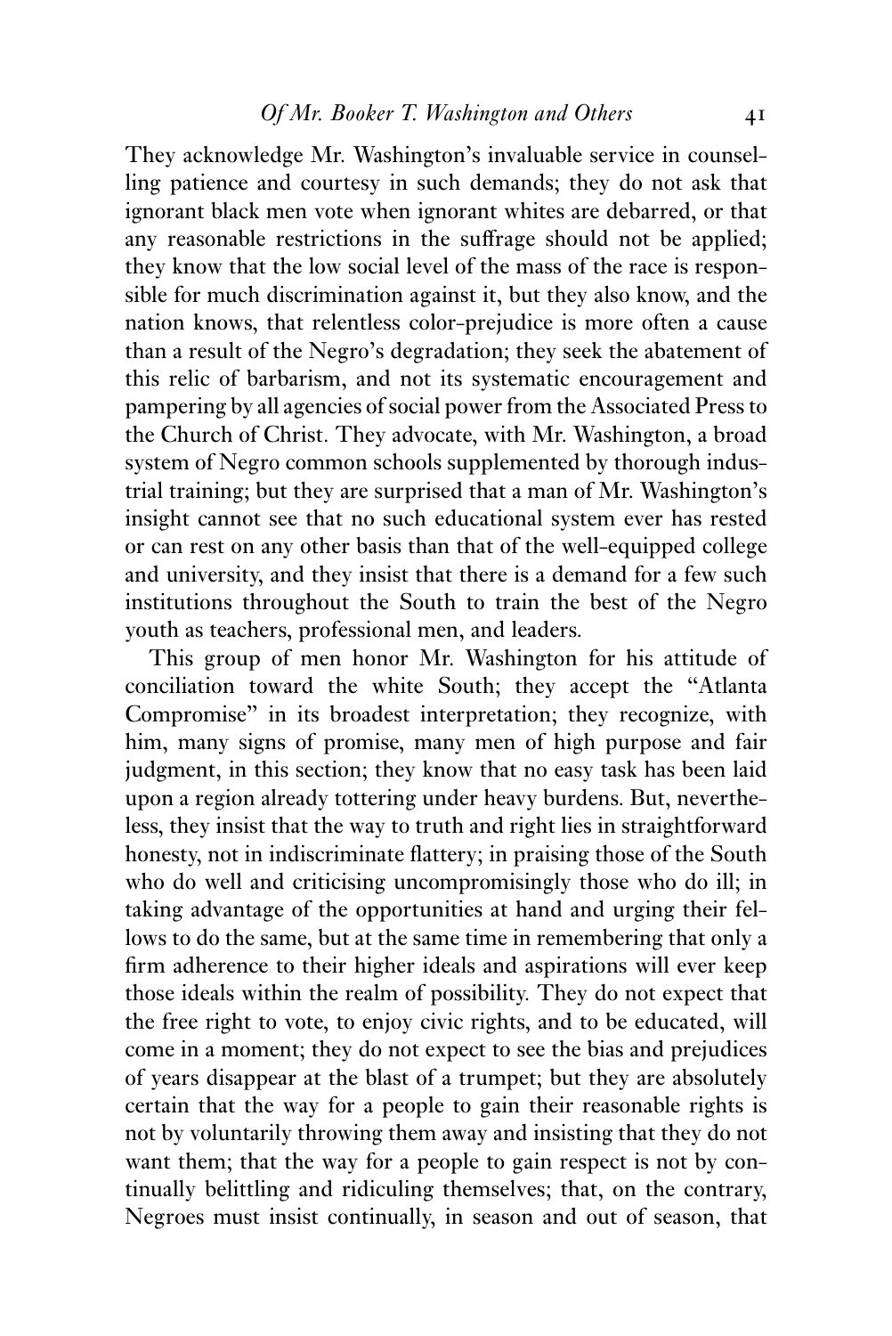They acknowledge Mr. Washington's invaluable service in counselling patience and courtesy in such demands; they do not ask that ignorant black men vote when ignorant whites are debarred, or that any reasonable restrictions in the suffrage should not be applied; they know that the low social level of the mass of the race is responsible for much discrimination against it, but they also know, and the nation knows, that relentless color-prejudice is more often a cause than a result of the Negro's degradation; they seek the abatement of this relic of barbarism, and not its systematic encouragement and pampering by all agencies of social power from the Associated Press to the Church of Christ. They advocate, with Mr. Washington, a broad system of Negro common schools supplemented by thorough industrial training; but they are surprised that a man of Mr. Washington's insight cannot see that no such educational system ever has rested or can rest on any other basis than that of the well-equipped college and university, and they insist that there is a demand for a few such institutions throughout the South to train the best of the Negro youth as teachers, professional men, and leaders.

This group of men honor Mr. Washington for his attitude of conciliation toward the white South; they accept the "Atlanta Compromise" in its broadest interpretation; they recognize, with him, many signs of promise, many men of high purpose and fair judgment, in this section; they know that no easy task has been laid upon a region already tottering under heavy burdens. But, nevertheless, they insist that the way to truth and right lies in straightforward honesty, not in indiscriminate flattery; in praising those of the South who do well and criticising uncompromisingly those who do ill; in taking advantage of the opportunities at hand and urging their fellows to do the same, but at the same time in remembering that only a firm adherence to their higher ideals and aspirations will ever keep those ideals within the realm of possibility. They do not expect that the free right to vote, to enjoy civic rights, and to be educated, will come in a moment; they do not expect to see the bias and prejudices of years disappear at the blast of a trumpet; but they are absolutely certain that the way for a people to gain their reasonable rights is not by voluntarily throwing them away and insisting that they do not want them; that the way for a people to gain respect is not by continually belittling and ridiculing themselves; that, on the contrary, Negroes must insist continually, in season and out of season, that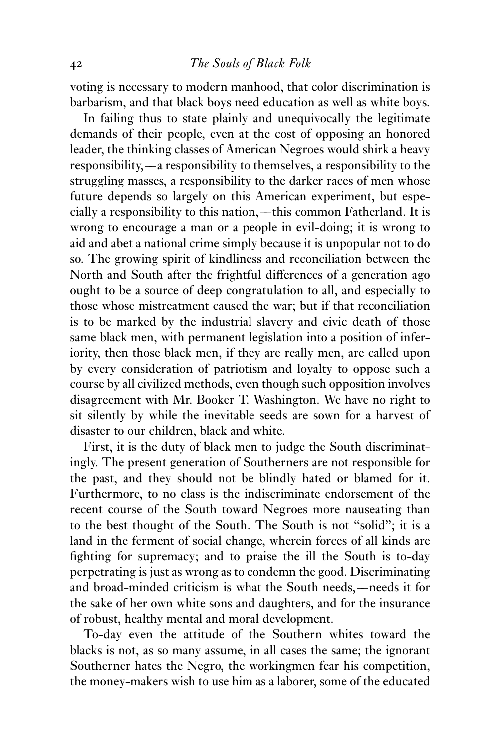voting is necessary to modern manhood, that color discrimination is barbarism, and that black boys need education as well as white boys.

In failing thus to state plainly and unequivocally the legitimate demands of their people, even at the cost of opposing an honored leader, the thinking classes of American Negroes would shirk a heavy responsibility,—a responsibility to themselves, a responsibility to the struggling masses, a responsibility to the darker races of men whose future depends so largely on this American experiment, but especially a responsibility to this nation,—this common Fatherland. It is wrong to encourage a man or a people in evil-doing; it is wrong to aid and abet a national crime simply because it is unpopular not to do so. The growing spirit of kindliness and reconciliation between the North and South after the frightful differences of a generation ago ought to be a source of deep congratulation to all, and especially to those whose mistreatment caused the war; but if that reconciliation is to be marked by the industrial slavery and civic death of those same black men, with permanent legislation into a position of inferiority, then those black men, if they are really men, are called upon by every consideration of patriotism and loyalty to oppose such a course by all civilized methods, even though such opposition involves disagreement with Mr. Booker T. Washington. We have no right to sit silently by while the inevitable seeds are sown for a harvest of disaster to our children, black and white.

First, it is the duty of black men to judge the South discriminatingly. The present generation of Southerners are not responsible for the past, and they should not be blindly hated or blamed for it. Furthermore, to no class is the indiscriminate endorsement of the recent course of the South toward Negroes more nauseating than to the best thought of the South. The South is not "solid"; it is a land in the ferment of social change, wherein forces of all kinds are fighting for supremacy; and to praise the ill the South is to-day perpetrating is just as wrong as to condemn the good. Discriminating and broad-minded criticism is what the South needs,—needs it for the sake of her own white sons and daughters, and for the insurance of robust, healthy mental and moral development.

To-day even the attitude of the Southern whites toward the blacks is not, as so many assume, in all cases the same; the ignorant Southerner hates the Negro, the workingmen fear his competition, the money-makers wish to use him as a laborer, some of the educated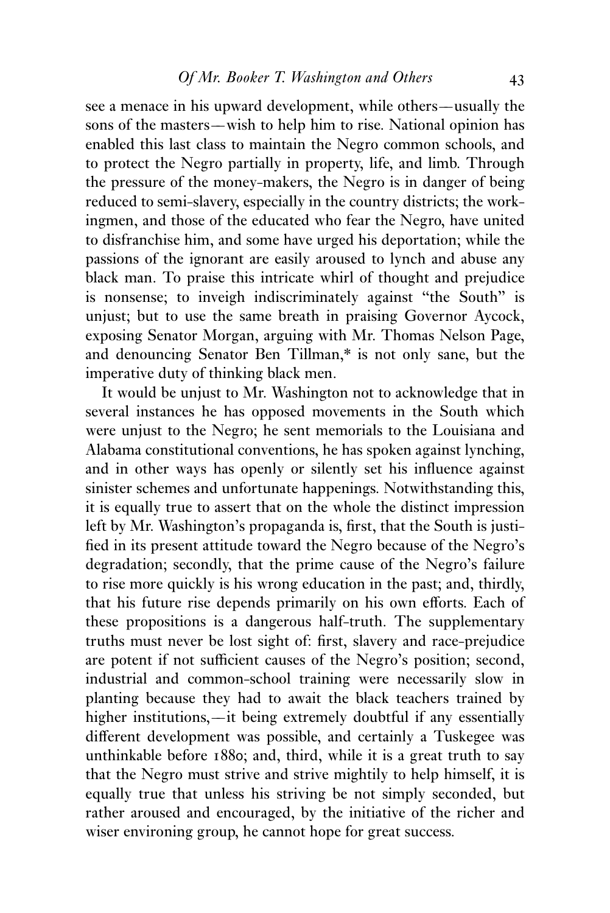see a menace in his upward development, while others—usually the sons of the masters—wish to help him to rise. National opinion has enabled this last class to maintain the Negro common schools, and to protect the Negro partially in property, life, and limb. Through the pressure of the money-makers, the Negro is in danger of being reduced to semi-slavery, especially in the country districts; the workingmen, and those of the educated who fear the Negro, have united to disfranchise him, and some have urged his deportation; while the passions of the ignorant are easily aroused to lynch and abuse any black man. To praise this intricate whirl of thought and prejudice is nonsense; to inveigh indiscriminately against "the South" is unjust; but to use the same breath in praising Governor Aycock, exposing Senator Morgan, arguing with Mr. Thomas Nelson Page, and denouncing Senator Ben Tillman,* is not only sane, but the imperative duty of thinking black men.

It would be unjust to Mr. Washington not to acknowledge that in several instances he has opposed movements in the South which were unjust to the Negro; he sent memorials to the Louisiana and Alabama constitutional conventions, he has spoken against lynching, and in other ways has openly or silently set his influence against sinister schemes and unfortunate happenings. Notwithstanding this, it is equally true to assert that on the whole the distinct impression left by Mr. Washington's propaganda is, first, that the South is justified in its present attitude toward the Negro because of the Negro's degradation; secondly, that the prime cause of the Negro's failure to rise more quickly is his wrong education in the past; and, thirdly, that his future rise depends primarily on his own efforts. Each of these propositions is a dangerous half-truth. The supplementary truths must never be lost sight of: first, slavery and race-prejudice are potent if not sufficient causes of the Negro's position; second, industrial and common-school training were necessarily slow in planting because they had to await the black teachers trained by higher institutions,—it being extremely doubtful if any essentially different development was possible, and certainly a Tuskegee was unthinkable before 1880; and, third, while it is a great truth to say that the Negro must strive and strive mightily to help himself, it is equally true that unless his striving be not simply seconded, but rather aroused and encouraged, by the initiative of the richer and wiser environing group, he cannot hope for great success.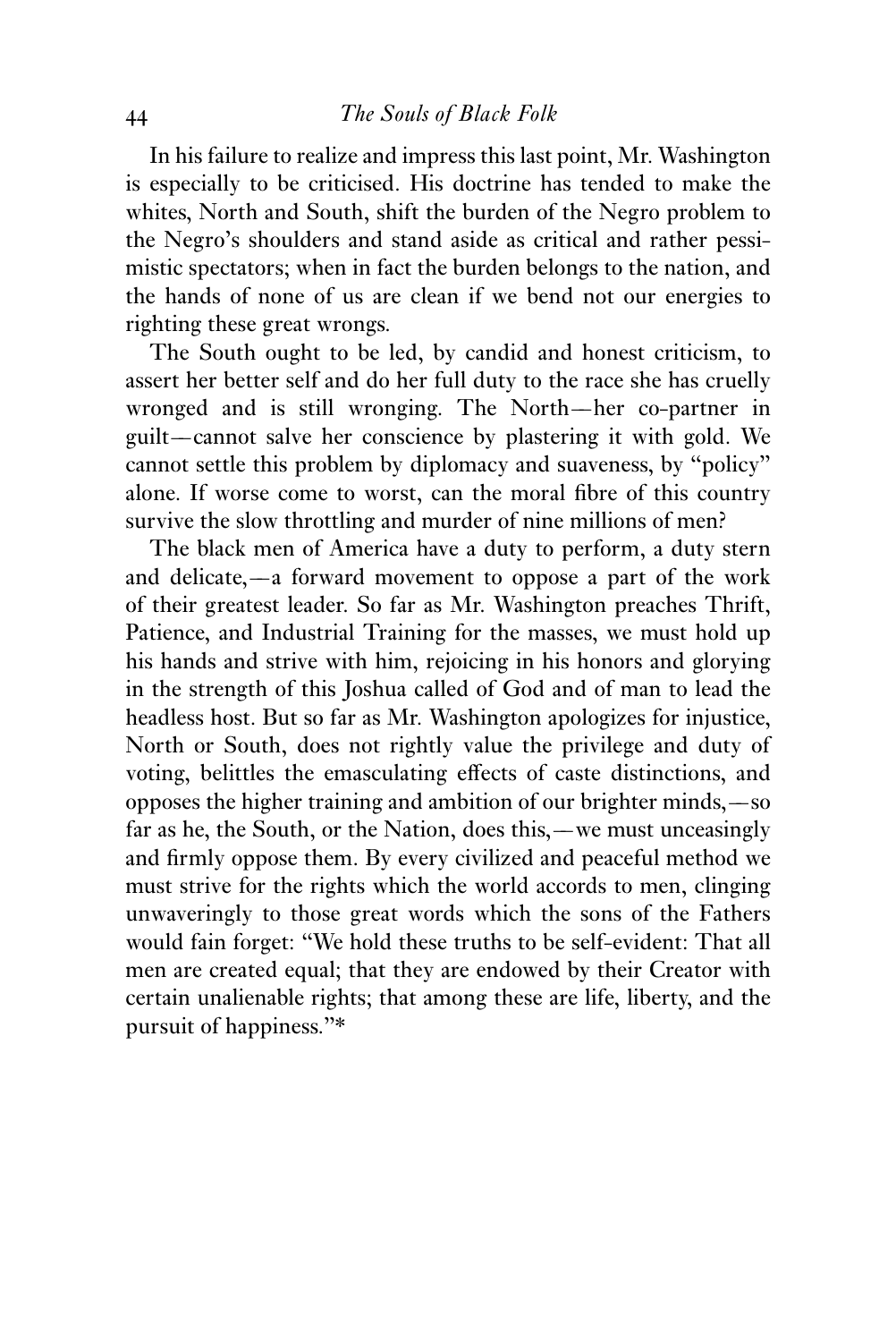In his failure to realize and impress this last point, Mr. Washington is especially to be criticised. His doctrine has tended to make the whites, North and South, shift the burden of the Negro problem to the Negro's shoulders and stand aside as critical and rather pessimistic spectators; when in fact the burden belongs to the nation, and the hands of none of us are clean if we bend not our energies to righting these great wrongs.

The South ought to be led, by candid and honest criticism, to assert her better self and do her full duty to the race she has cruelly wronged and is still wronging. The North—her co-partner in guilt—cannot salve her conscience by plastering it with gold. We cannot settle this problem by diplomacy and suaveness, by "policy" alone. If worse come to worst, can the moral fibre of this country survive the slow throttling and murder of nine millions of men?

The black men of America have a duty to perform, a duty stern and delicate,—a forward movement to oppose a part of the work of their greatest leader. So far as Mr. Washington preaches Thrift, Patience, and Industrial Training for the masses, we must hold up his hands and strive with him, rejoicing in his honors and glorying in the strength of this Joshua called of God and of man to lead the headless host. But so far as Mr. Washington apologizes for injustice, North or South, does not rightly value the privilege and duty of voting, belittles the emasculating effects of caste distinctions, and opposes the higher training and ambition of our brighter minds,—so far as he, the South, or the Nation, does this,—we must unceasingly and firmly oppose them. By every civilized and peaceful method we must strive for the rights which the world accords to men, clinging unwaveringly to those great words which the sons of the Fathers would fain forget: "We hold these truths to be self-evident: That all men are created equal; that they are endowed by their Creator with certain unalienable rights; that among these are life, liberty, and the pursuit of happiness."*